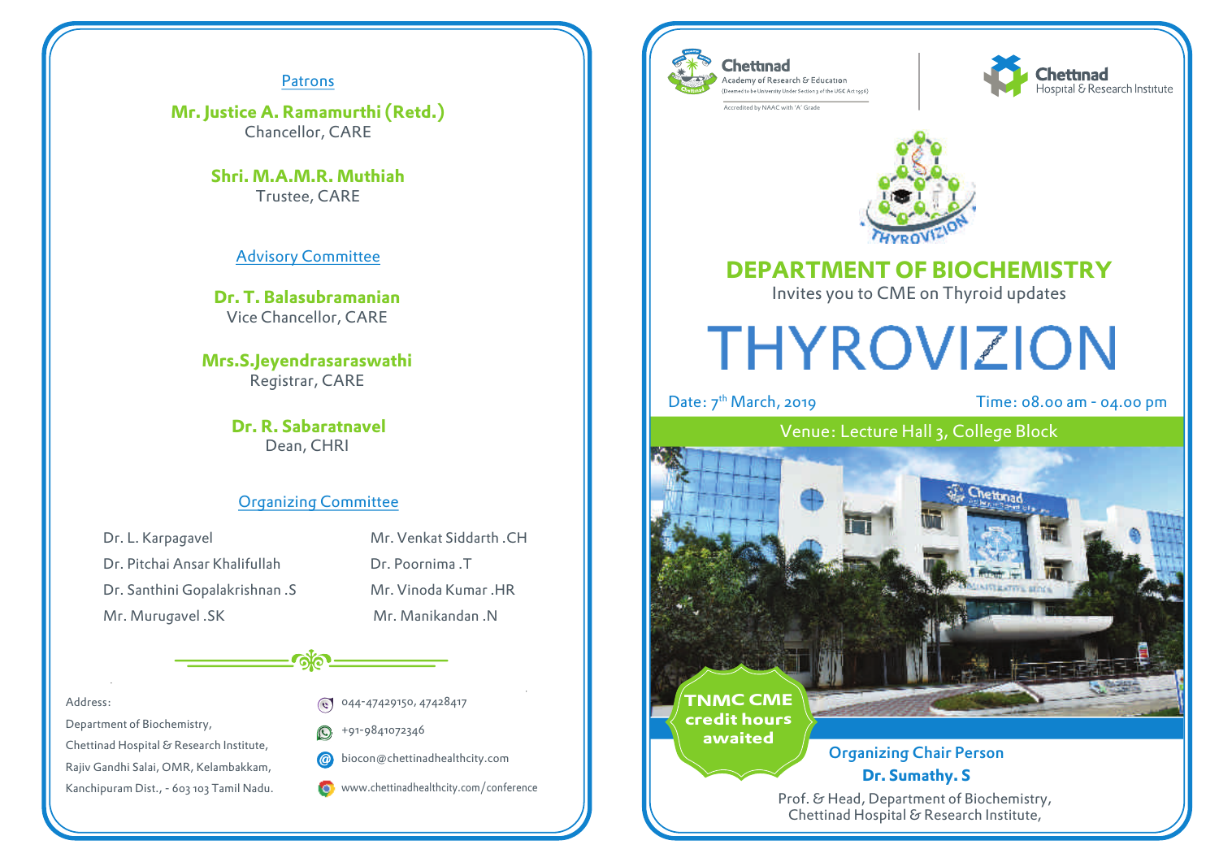## Patrons

**Mr. Justice A. Ramamurthi (Retd.)**
Chancellor, CARE

**Shri. M.A.M.R. Muthiah**
Trustee, CARE

## Advisory Committee

**Dr. T. Balasubramanian**
Vice Chancellor, CARE

**Mrs.S.Jeyendrasaraswathi**
Registrar, CARE

**Dr. R. Sabaratnavel**
Dean, CHRI

## Organizing Committee

- Dr. L. Karpagavel
- Dr. Pitchai Ansar Khalifullah
- Dr. Santhini Gopalakrishnan .S
- Mr. Murugavel .SK
- Mr. Venkat Siddarth .CH
- Dr. Poornima .T
- Mr. Vinoda Kumar .HR
- Mr. Manikandan .N

Address:
Department of Biochemistry,
Chettinad Hospital & Research Institute,
Rajiv Gandhi Salai, OMR, Kelambakkam,
Kanchipuram Dist., - 603 103 Tamil Nadu.

044-47429150, 47428417
+91-9841072346
biocon@chettinadhealthcity.com
www.chettinadhealthcity.com/conference

---

Chettinad Academy of Research & Education
(Deemed to be University Under Section 3 of the UGC Act 1956)
Accredited by NAAC with 'A' Grade

Chettinad Hospital & Research Institute

# DEPARTMENT OF BIOCHEMISTRY

Invites you to CME on Thyroid updates

# THYROVIZION

Date: 7th March, 2019

Time: 08.00 am - 04.00 pm

Venue: Lecture Hall 3, College Block

**TNMC CME credit hours awaited**

**Organizing Chair Person**

**Dr. Sumathy. S**

Prof. & Head, Department of Biochemistry,
Chettinad Hospital & Research Institute,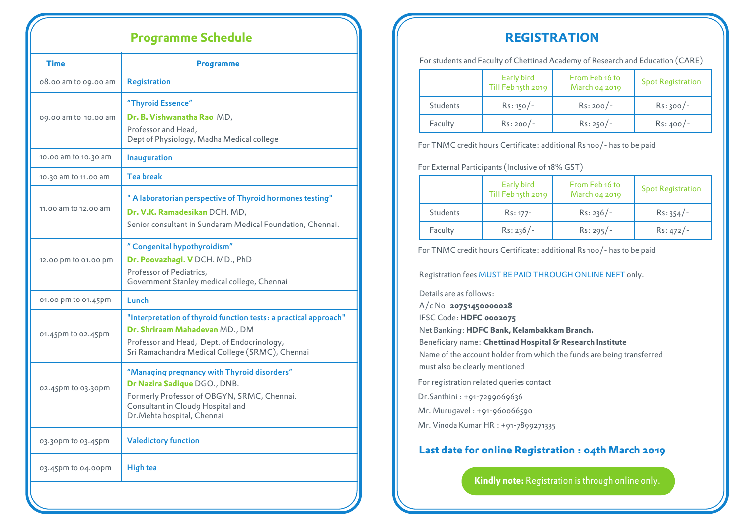## Programme Schedule

| Time | Programme |
|---|---|
| 08.00 am to 09.00 am | **Registration** |
| 09.00 am to 10.00 am | **"Thyroid Essence"**<br>**Dr. B. Vishwanatha Rao** MD,<br>Professor and Head,<br>Dept of Physiology, Madha Medical college |
| 10.00 am to 10.30 am | **Inauguration** |
| 10.30 am to 11.00 am | **Tea break** |
| 11.00 am to 12.00 am | **" A laboratorian perspective of Thyroid hormones testing"**<br>**Dr. V.K. Ramadesikan** DCH. MD,<br>Senior consultant in Sundaram Medical Foundation, Chennai. |
| 12.00 pm to 01.00 pm | **" Congenital hypothyroidism"**<br>**Dr. Poovazhagi. V** DCH. MD., PhD<br>Professor of Pediatrics,<br>Government Stanley medical college, Chennai |
| 01.00 pm to 01.45pm | **Lunch** |
| 01.45pm to 02.45pm | **"Interpretation of thyroid function tests: a practical approach"**<br>**Dr. Shriraam Mahadevan** MD., DM<br>Professor and Head, Dept. of Endocrinology,<br>Sri Ramachandra Medical College (SRMC), Chennai |
| 02.45pm to 03.30pm | **"Managing pregnancy with Thyroid disorders"**<br>**Dr Nazira Sadique** DGO., DNB.<br>Formerly Professor of OBGYN, SRMC, Chennai.<br>Consultant in Cloud9 Hospital and<br>Dr.Mehta hospital, Chennai |
| 03.30pm to 03.45pm | **Valedictory function** |
| 03.45pm to 04.00pm | **High tea** |

## REGISTRATION

For students and Faculty of Chettinad Academy of Research and Education (CARE)

| | Early bird Till Feb 15th 2019 | From Feb 16 to March 04 2019 | Spot Registration |
|---|---|---|---|
| Students | Rs: 150/- | Rs: 200/- | Rs: 300/- |
| Faculty | Rs: 200/- | Rs: 250/- | Rs: 400/- |

For TNMC credit hours Certificate: additional Rs 100/- has to be paid

For External Participants (Inclusive of 18% GST)

| | Early bird Till Feb 15th 2019 | From Feb 16 to March 04 2019 | Spot Registration |
|---|---|---|---|
| Students | Rs: 177- | Rs: 236/- | Rs: 354/- |
| Faculty | Rs: 236/- | Rs: 295/- | Rs: 472/- |

For TNMC credit hours Certificate: additional Rs 100/- has to be paid

Registration fees MUST BE PAID THROUGH ONLINE NEFT only.

Details are as follows:
A/c No: **20751450000028**
IFSC Code: **HDFC 0002075**
Net Banking: **HDFC Bank, Kelambakkam Branch.**
Beneficiary name: **Chettinad Hospital & Research Institute**
Name of the account holder from which the funds are being transferred must also be clearly mentioned

For registration related queries contact

Dr.Santhini : +91-7299069636

Mr. Murugavel : +91-960066590

Mr. Vinoda Kumar HR : +91-7899271335

### Last date for online Registration : 04th March 2019

**Kindly note:** Registration is through online only.